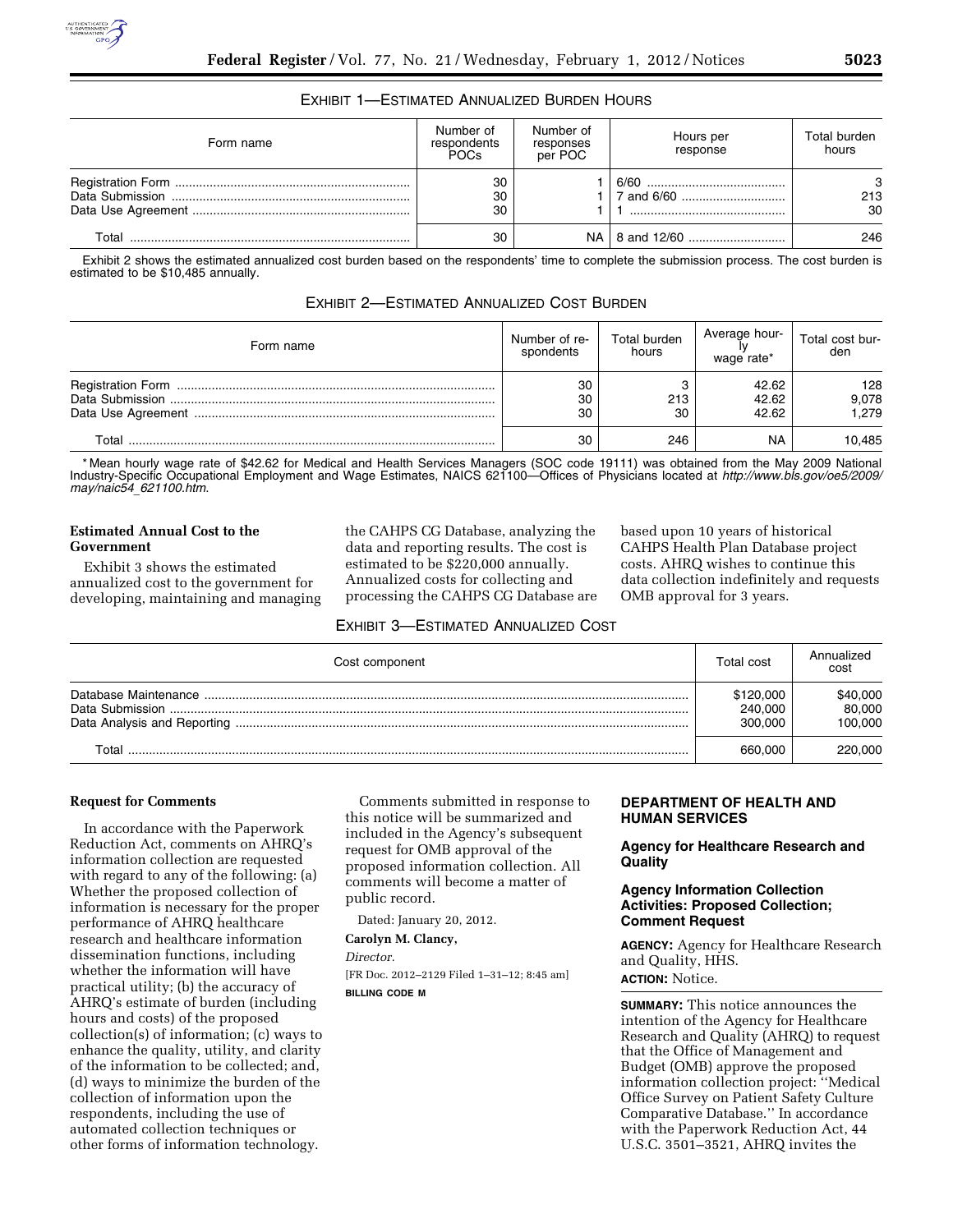### EXHIBIT 1—ESTIMATED ANNUALIZED BURDEN HOURS

| Form name | Number of respondents POCs | Number of responses per POC | Hours per response | Total burden hours |
|---|---|---|---|---|
| Registration Form | 30 | 1 | 6/60 | 3 |
| Data Submission | 30 | 1 | 7 and 6/60 | 213 |
| Data Use Agreement | 30 | 1 | 1 | 30 |
| Total | 30 | NA | 8 and 12/60 | 246 |

Exhibit 2 shows the estimated annualized cost burden based on the respondents' time to complete the submission process. The cost burden is estimated to be $10,485 annually.

### EXHIBIT 2—ESTIMATED ANNUALIZED COST BURDEN

| Form name | Number of respondents | Total burden hours | Average hourly wage rate* | Total cost burden |
|---|---|---|---|---|
| Registration Form | 30 | 3 | 42.62 | 128 |
| Data Submission | 30 | 213 | 42.62 | 9,078 |
| Data Use Agreement | 30 | 30 | 42.62 | 1,279 |
| Total | 30 | 246 | NA | 10,485 |

* Mean hourly wage rate of $42.62 for Medical and Health Services Managers (SOC code 19111) was obtained from the May 2009 National Industry-Specific Occupational Employment and Wage Estimates, NAICS 621100—Offices of Physicians located at *http://www.bls.gov/oe5/2009/may/naic54_621100.htm*.

**Estimated Annual Cost to the Government**

Exhibit 3 shows the estimated annualized cost to the government for developing, maintaining and managing the CAHPS CG Database, analyzing the data and reporting results. The cost is estimated to be $220,000 annually. Annualized costs for collecting and processing the CAHPS CG Database are based upon 10 years of historical CAHPS Health Plan Database project costs. AHRQ wishes to continue this data collection indefinitely and requests OMB approval for 3 years.

### EXHIBIT 3—ESTIMATED ANNUALIZED COST

| Cost component | Total cost | Annualized cost |
|---|---|---|
| Database Maintenance | $120,000 | $40,000 |
| Data Submission | 240,000 | 80,000 |
| Data Analysis and Reporting | 300,000 | 100,000 |
| Total | 660,000 | 220,000 |

**Request for Comments**

In accordance with the Paperwork Reduction Act, comments on AHRQ's information collection are requested with regard to any of the following: (a) Whether the proposed collection of information is necessary for the proper performance of AHRQ healthcare research and healthcare information dissemination functions, including whether the information will have practical utility; (b) the accuracy of AHRQ's estimate of burden (including hours and costs) of the proposed collection(s) of information; (c) ways to enhance the quality, utility, and clarity of the information to be collected; and, (d) ways to minimize the burden of the collection of information upon the respondents, including the use of automated collection techniques or other forms of information technology.

Comments submitted in response to this notice will be summarized and included in the Agency's subsequent request for OMB approval of the proposed information collection. All comments will become a matter of public record.

Dated: January 20, 2012.

**Carolyn M. Clancy,**

*Director.*

[FR Doc. 2012–2129 Filed 1–31–12; 8:45 am]

**BILLING CODE M**

## DEPARTMENT OF HEALTH AND HUMAN SERVICES

### Agency for Healthcare Research and Quality

### Agency Information Collection Activities: Proposed Collection; Comment Request

**AGENCY:** Agency for Healthcare Research and Quality, HHS.

**ACTION:** Notice.

**SUMMARY:** This notice announces the intention of the Agency for Healthcare Research and Quality (AHRQ) to request that the Office of Management and Budget (OMB) approve the proposed information collection project: ''Medical Office Survey on Patient Safety Culture Comparative Database.'' In accordance with the Paperwork Reduction Act, 44 U.S.C. 3501–3521, AHRQ invites the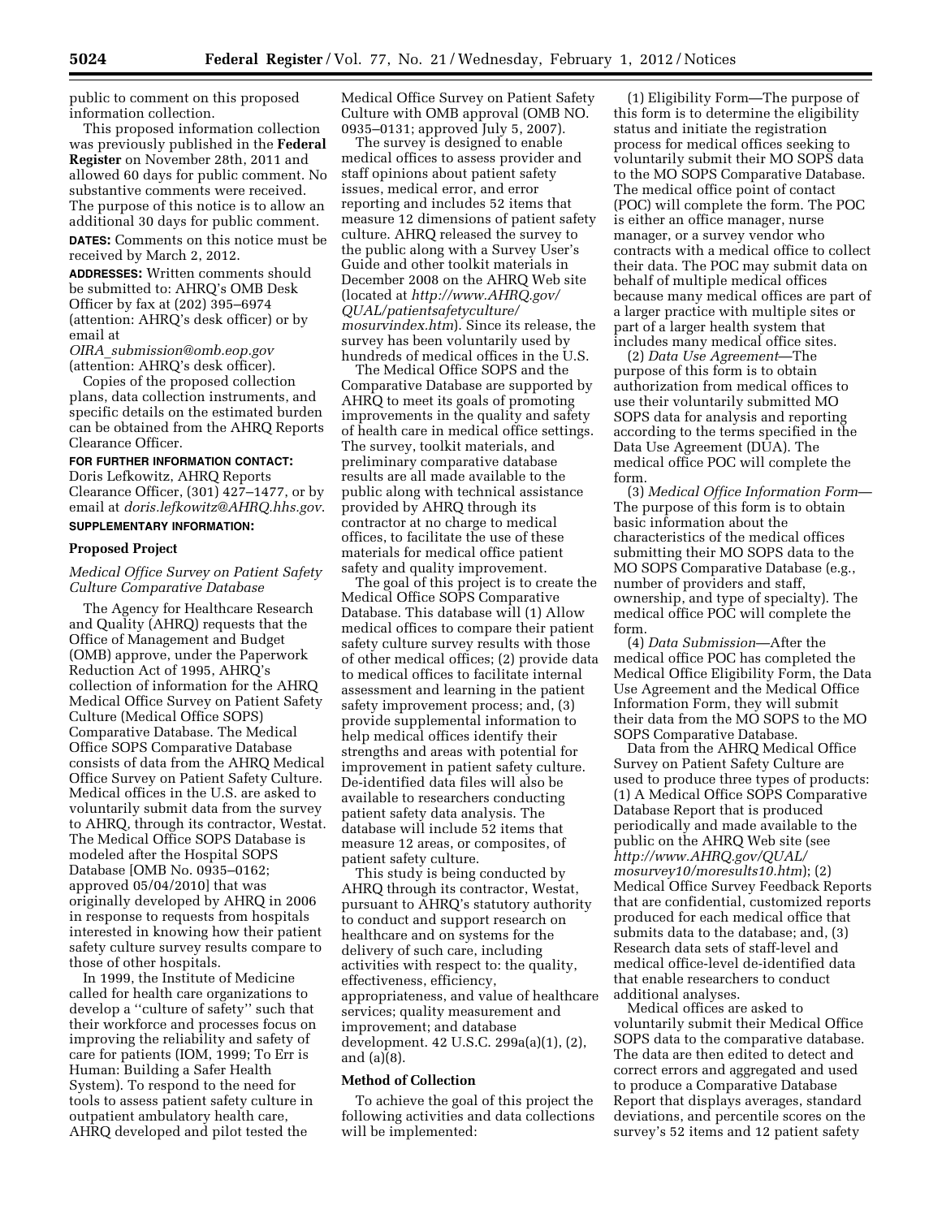public to comment on this proposed information collection.

This proposed information collection was previously published in the **Federal Register** on November 28th, 2011 and allowed 60 days for public comment. No substantive comments were received. The purpose of this notice is to allow an additional 30 days for public comment.

**DATES:** Comments on this notice must be received by March 2, 2012.

**ADDRESSES:** Written comments should be submitted to: AHRQ's OMB Desk Officer by fax at (202) 395–6974 (attention: AHRQ's desk officer) or by email at *OIRA_submission@omb.eop.gov* (attention: AHRQ's desk officer).

Copies of the proposed collection plans, data collection instruments, and specific details on the estimated burden can be obtained from the AHRQ Reports Clearance Officer.

**FOR FURTHER INFORMATION CONTACT:** Doris Lefkowitz, AHRQ Reports Clearance Officer, (301) 427–1477, or by email at *doris.lefkowitz@AHRQ.hhs.gov*.

**SUPPLEMENTARY INFORMATION:**

## Proposed Project

### *Medical Office Survey on Patient Safety Culture Comparative Database*

The Agency for Healthcare Research and Quality (AHRQ) requests that the Office of Management and Budget (OMB) approve, under the Paperwork Reduction Act of 1995, AHRQ's collection of information for the AHRQ Medical Office Survey on Patient Safety Culture (Medical Office SOPS) Comparative Database. The Medical Office SOPS Comparative Database consists of data from the AHRQ Medical Office Survey on Patient Safety Culture. Medical offices in the U.S. are asked to voluntarily submit data from the survey to AHRQ, through its contractor, Westat. The Medical Office SOPS Database is modeled after the Hospital SOPS Database [OMB No. 0935–0162; approved 05/04/2010] that was originally developed by AHRQ in 2006 in response to requests from hospitals interested in knowing how their patient safety culture survey results compare to those of other hospitals.

In 1999, the Institute of Medicine called for health care organizations to develop a ''culture of safety'' such that their workforce and processes focus on improving the reliability and safety of care for patients (IOM, 1999; To Err is Human: Building a Safer Health System). To respond to the need for tools to assess patient safety culture in outpatient ambulatory health care, AHRQ developed and pilot tested the Medical Office Survey on Patient Safety Culture with OMB approval (OMB NO. 0935–0131; approved July 5, 2007).

The survey is designed to enable medical offices to assess provider and staff opinions about patient safety issues, medical error, and error reporting and includes 52 items that measure 12 dimensions of patient safety culture. AHRQ released the survey to the public along with a Survey User's Guide and other toolkit materials in December 2008 on the AHRQ Web site (located at *http://www.AHRQ.gov/QUAL/patientsafetyculture/mosurvindex.htm*). Since its release, the survey has been voluntarily used by hundreds of medical offices in the U.S.

The Medical Office SOPS and the Comparative Database are supported by AHRQ to meet its goals of promoting improvements in the quality and safety of health care in medical office settings. The survey, toolkit materials, and preliminary comparative database results are all made available to the public along with technical assistance provided by AHRQ through its contractor at no charge to medical offices, to facilitate the use of these materials for medical office patient safety and quality improvement.

The goal of this project is to create the Medical Office SOPS Comparative Database. This database will (1) Allow medical offices to compare their patient safety culture survey results with those of other medical offices; (2) provide data to medical offices to facilitate internal assessment and learning in the patient safety improvement process; and, (3) provide supplemental information to help medical offices identify their strengths and areas with potential for improvement in patient safety culture. De-identified data files will also be available to researchers conducting patient safety data analysis. The database will include 52 items that measure 12 areas, or composites, of patient safety culture.

This study is being conducted by AHRQ through its contractor, Westat, pursuant to AHRQ's statutory authority to conduct and support research on healthcare and on systems for the delivery of such care, including activities with respect to: the quality, effectiveness, efficiency, appropriateness, and value of healthcare services; quality measurement and improvement; and database development. 42 U.S.C. 299a(a)(1), (2), and (a)(8).

## Method of Collection

To achieve the goal of this project the following activities and data collections will be implemented:

(1) Eligibility Form—The purpose of this form is to determine the eligibility status and initiate the registration process for medical offices seeking to voluntarily submit their MO SOPS data to the MO SOPS Comparative Database. The medical office point of contact (POC) will complete the form. The POC is either an office manager, nurse manager, or a survey vendor who contracts with a medical office to collect their data. The POC may submit data on behalf of multiple medical offices because many medical offices are part of a larger practice with multiple sites or part of a larger health system that includes many medical office sites.

(2) *Data Use Agreement*—The purpose of this form is to obtain authorization from medical offices to use their voluntarily submitted MO SOPS data for analysis and reporting according to the terms specified in the Data Use Agreement (DUA). The medical office POC will complete the form.

(3) *Medical Office Information Form*—The purpose of this form is to obtain basic information about the characteristics of the medical offices submitting their MO SOPS data to the MO SOPS Comparative Database (e.g., number of providers and staff, ownership, and type of specialty). The medical office POC will complete the form.

(4) *Data Submission*—After the medical office POC has completed the Medical Office Eligibility Form, the Data Use Agreement and the Medical Office Information Form, they will submit their data from the MO SOPS to the MO SOPS Comparative Database.

Data from the AHRQ Medical Office Survey on Patient Safety Culture are used to produce three types of products: (1) A Medical Office SOPS Comparative Database Report that is produced periodically and made available to the public on the AHRQ Web site (see *http://www.AHRQ.gov/QUAL/mosurvey10/moresults10.htm*); (2) Medical Office Survey Feedback Reports that are confidential, customized reports produced for each medical office that submits data to the database; and, (3) Research data sets of staff-level and medical office-level de-identified data that enable researchers to conduct additional analyses.

Medical offices are asked to voluntarily submit their Medical Office SOPS data to the comparative database. The data are then edited to detect and correct errors and aggregated and used to produce a Comparative Database Report that displays averages, standard deviations, and percentile scores on the survey's 52 items and 12 patient safety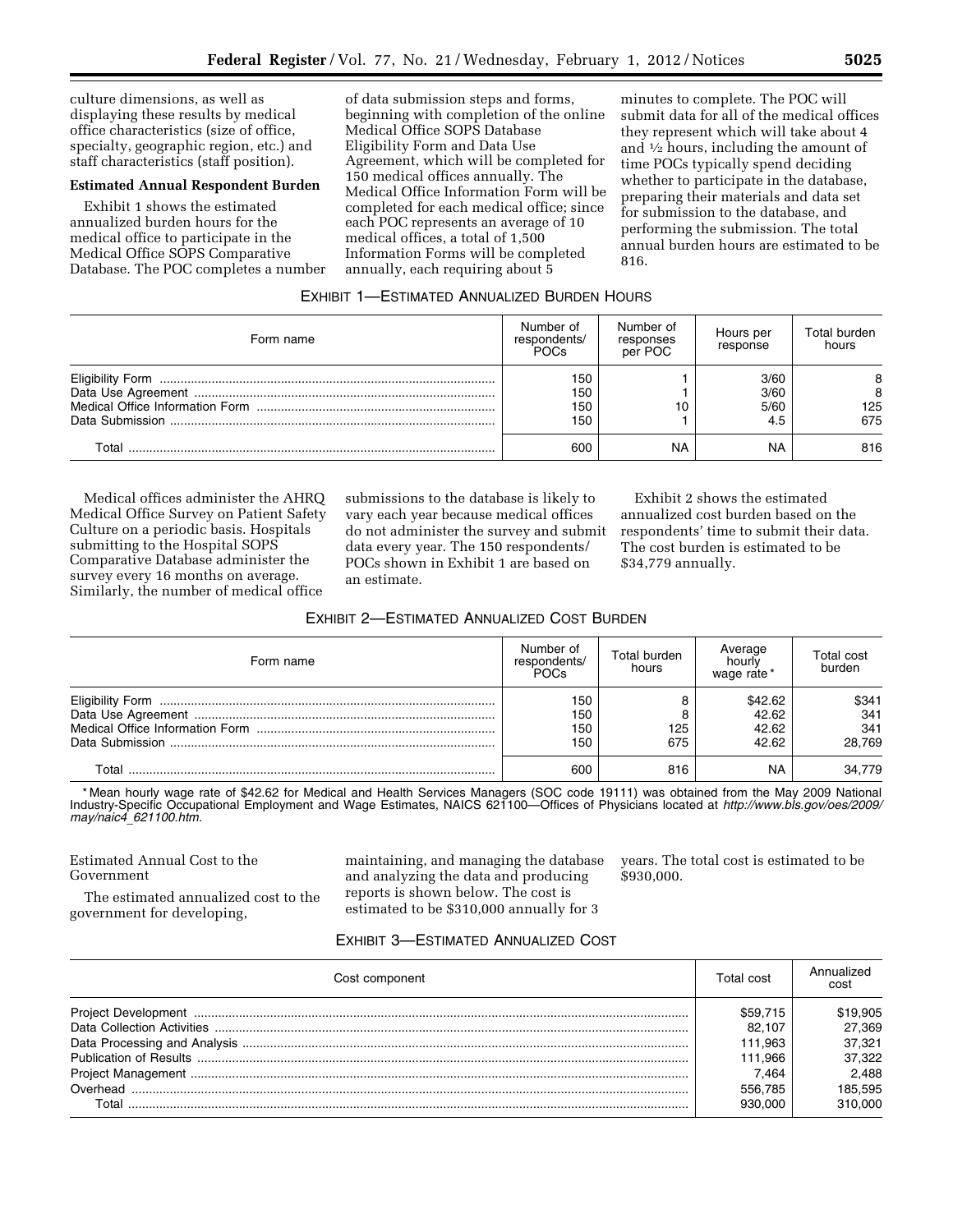culture dimensions, as well as displaying these results by medical office characteristics (size of office, specialty, geographic region, etc.) and staff characteristics (staff position).

**Estimated Annual Respondent Burden**

Exhibit 1 shows the estimated annualized burden hours for the medical office to participate in the Medical Office SOPS Comparative Database. The POC completes a number of data submission steps and forms, beginning with completion of the online Medical Office SOPS Database Eligibility Form and Data Use Agreement, which will be completed for 150 medical offices annually. The Medical Office Information Form will be completed for each medical office; since each POC represents an average of 10 medical offices, a total of 1,500 Information Forms will be completed annually, each requiring about 5 minutes to complete. The POC will submit data for all of the medical offices they represent which will take about 4 and ½ hours, including the amount of time POCs typically spend deciding whether to participate in the database, preparing their materials and data set for submission to the database, and performing the submission. The total annual burden hours are estimated to be 816.

EXHIBIT 1—ESTIMATED ANNUALIZED BURDEN HOURS

| Form name | Number of respondents/ POCs | Number of responses per POC | Hours per response | Total burden hours |
|---|---|---|---|---|
| Eligibility Form | 150 | 1 | 3/60 | 8 |
| Data Use Agreement | 150 | 1 | 3/60 | 8 |
| Medical Office Information Form | 150 | 10 | 5/60 | 125 |
| Data Submission | 150 | 1 | 4.5 | 675 |
| Total | 600 | NA | NA | 816 |

Medical offices administer the AHRQ Medical Office Survey on Patient Safety Culture on a periodic basis. Hospitals submitting to the Hospital SOPS Comparative Database administer the survey every 16 months on average. Similarly, the number of medical office submissions to the database is likely to vary each year because medical offices do not administer the survey and submit data every year. The 150 respondents/ POCs shown in Exhibit 1 are based on an estimate.

Exhibit 2 shows the estimated annualized cost burden based on the respondents' time to submit their data. The cost burden is estimated to be $34,779 annually.

EXHIBIT 2—ESTIMATED ANNUALIZED COST BURDEN

| Form name | Number of respondents/ POCs | Total burden hours | Average hourly wage rate * | Total cost burden |
|---|---|---|---|---|
| Eligibility Form | 150 | 8 | $42.62 | $341 |
| Data Use Agreement | 150 | 8 | 42.62 | 341 |
| Medical Office Information Form | 150 | 125 | 42.62 | 341 |
| Data Submission | 150 | 675 | 42.62 | 28,769 |
| Total | 600 | 816 | NA | 34,779 |

\* Mean hourly wage rate of $42.62 for Medical and Health Services Managers (SOC code 19111) was obtained from the May 2009 National Industry-Specific Occupational Employment and Wage Estimates, NAICS 621100—Offices of Physicians located at *http://www.bls.gov/oes/2009/may/naic4_621100.htm.*

Estimated Annual Cost to the Government

The estimated annualized cost to the government for developing, maintaining, and managing the database and analyzing the data and producing reports is shown below. The cost is estimated to be $310,000 annually for 3 years. The total cost is estimated to be $930,000.

EXHIBIT 3—ESTIMATED ANNUALIZED COST

| Cost component | Total cost | Annualized cost |
|---|---|---|
| Project Development | $59,715 | $19,905 |
| Data Collection Activities | 82,107 | 27,369 |
| Data Processing and Analysis | 111,963 | 37,321 |
| Publication of Results | 111,966 | 37,322 |
| Project Management | 7,464 | 2,488 |
| Overhead | 556,785 | 185,595 |
| Total | 930,000 | 310,000 |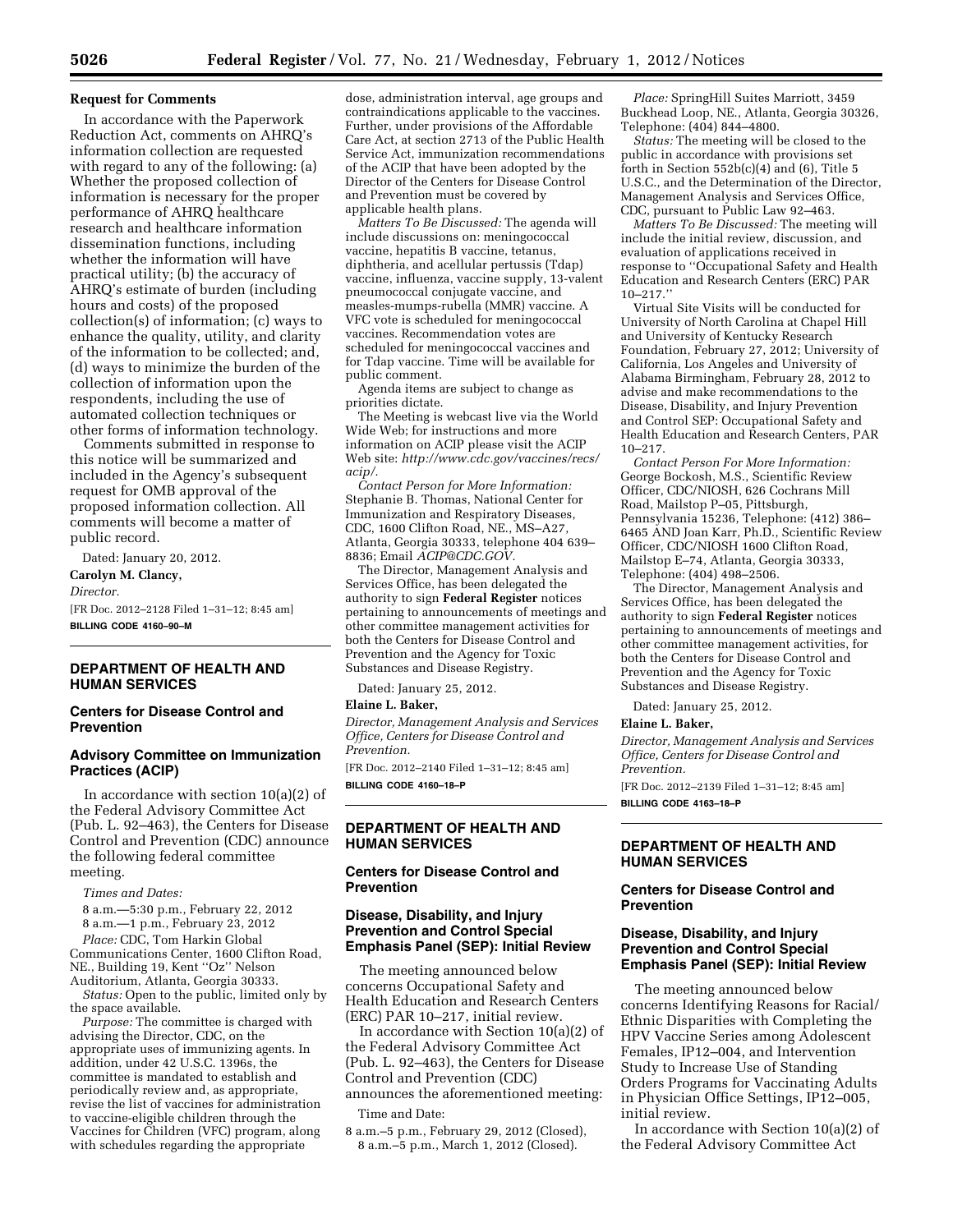**Request for Comments**

In accordance with the Paperwork Reduction Act, comments on AHRQ's information collection are requested with regard to any of the following: (a) Whether the proposed collection of information is necessary for the proper performance of AHRQ healthcare research and healthcare information dissemination functions, including whether the information will have practical utility; (b) the accuracy of AHRQ's estimate of burden (including hours and costs) of the proposed collection(s) of information; (c) ways to enhance the quality, utility, and clarity of the information to be collected; and, (d) ways to minimize the burden of the collection of information upon the respondents, including the use of automated collection techniques or other forms of information technology.

Comments submitted in response to this notice will be summarized and included in the Agency's subsequent request for OMB approval of the proposed information collection. All comments will become a matter of public record.

Dated: January 20, 2012.

**Carolyn M. Clancy,**

*Director.*

[FR Doc. 2012–2128 Filed 1–31–12; 8:45 am]

**BILLING CODE 4160–90–M**

## DEPARTMENT OF HEALTH AND HUMAN SERVICES

### Centers for Disease Control and Prevention

### Advisory Committee on Immunization Practices (ACIP)

In accordance with section 10(a)(2) of the Federal Advisory Committee Act (Pub. L. 92–463), the Centers for Disease Control and Prevention (CDC) announce the following federal committee meeting.

*Times and Dates:*

8 a.m.—5:30 p.m., February 22, 2012

8 a.m.—1 p.m., February 23, 2012

*Place:* CDC, Tom Harkin Global Communications Center, 1600 Clifton Road, NE., Building 19, Kent ''Oz'' Nelson Auditorium, Atlanta, Georgia 30333.

*Status:* Open to the public, limited only by the space available.

*Purpose:* The committee is charged with advising the Director, CDC, on the appropriate uses of immunizing agents. In addition, under 42 U.S.C. 1396s, the committee is mandated to establish and periodically review and, as appropriate, revise the list of vaccines for administration to vaccine-eligible children through the Vaccines for Children (VFC) program, along with schedules regarding the appropriate dose, administration interval, age groups and contraindications applicable to the vaccines. Further, under provisions of the Affordable Care Act, at section 2713 of the Public Health Service Act, immunization recommendations of the ACIP that have been adopted by the Director of the Centers for Disease Control and Prevention must be covered by applicable health plans.

*Matters To Be Discussed:* The agenda will include discussions on: meningococcal vaccine, hepatitis B vaccine, tetanus, diphtheria, and acellular pertussis (Tdap) vaccine, influenza, vaccine supply, 13-valent pneumococcal conjugate vaccine, and measles-mumps-rubella (MMR) vaccine. A VFC vote is scheduled for meningococcal vaccines. Recommendation votes are scheduled for meningococcal vaccines and for Tdap vaccine. Time will be available for public comment.

Agenda items are subject to change as priorities dictate.

The Meeting is webcast live via the World Wide Web; for instructions and more information on ACIP please visit the ACIP Web site: *http://www.cdc.gov/vaccines/recs/acip/.*

*Contact Person for More Information:* Stephanie B. Thomas, National Center for Immunization and Respiratory Diseases, CDC, 1600 Clifton Road, NE., MS–A27, Atlanta, Georgia 30333, telephone 404 639–8836; Email *ACIP@CDC.GOV.*

The Director, Management Analysis and Services Office, has been delegated the authority to sign **Federal Register** notices pertaining to announcements of meetings and other committee management activities for both the Centers for Disease Control and Prevention and the Agency for Toxic Substances and Disease Registry.

Dated: January 25, 2012.

**Elaine L. Baker,**

*Director, Management Analysis and Services Office, Centers for Disease Control and Prevention.*

[FR Doc. 2012–2140 Filed 1–31–12; 8:45 am]

**BILLING CODE 4160–18–P**

## DEPARTMENT OF HEALTH AND HUMAN SERVICES

### Centers for Disease Control and Prevention

### Disease, Disability, and Injury Prevention and Control Special Emphasis Panel (SEP): Initial Review

The meeting announced below concerns Occupational Safety and Health Education and Research Centers (ERC) PAR 10–217, initial review.

In accordance with Section 10(a)(2) of the Federal Advisory Committee Act (Pub. L. 92–463), the Centers for Disease Control and Prevention (CDC) announces the aforementioned meeting:

Time and Date:

8 a.m.–5 p.m., February 29, 2012 (Closed), 8 a.m.–5 p.m., March 1, 2012 (Closed).

*Place:* SpringHill Suites Marriott, 3459 Buckhead Loop, NE., Atlanta, Georgia 30326, Telephone: (404) 844–4800.

*Status:* The meeting will be closed to the public in accordance with provisions set forth in Section 552b(c)(4) and (6), Title 5 U.S.C., and the Determination of the Director, Management Analysis and Services Office, CDC, pursuant to Public Law 92–463.

*Matters To Be Discussed:* The meeting will include the initial review, discussion, and evaluation of applications received in response to ''Occupational Safety and Health Education and Research Centers (ERC) PAR 10–217.''

Virtual Site Visits will be conducted for University of North Carolina at Chapel Hill and University of Kentucky Research Foundation, February 27, 2012; University of California, Los Angeles and University of Alabama Birmingham, February 28, 2012 to advise and make recommendations to the Disease, Disability, and Injury Prevention and Control SEP: Occupational Safety and Health Education and Research Centers, PAR 10–217.

*Contact Person For More Information:* George Bockosh, M.S., Scientific Review Officer, CDC/NIOSH, 626 Cochrans Mill Road, Mailstop P–05, Pittsburgh, Pennsylvania 15236, Telephone: (412) 386–6465 AND Joan Karr, Ph.D., Scientific Review Officer, CDC/NIOSH 1600 Clifton Road, Mailstop E–74, Atlanta, Georgia 30333, Telephone: (404) 498–2506.

The Director, Management Analysis and Services Office, has been delegated the authority to sign **Federal Register** notices pertaining to announcements of meetings and other committee management activities, for both the Centers for Disease Control and Prevention and the Agency for Toxic Substances and Disease Registry.

Dated: January 25, 2012.

**Elaine L. Baker,**

*Director, Management Analysis and Services Office, Centers for Disease Control and Prevention.*

[FR Doc. 2012–2139 Filed 1–31–12; 8:45 am]

**BILLING CODE 4163–18–P**

## DEPARTMENT OF HEALTH AND HUMAN SERVICES

### Centers for Disease Control and Prevention

### Disease, Disability, and Injury Prevention and Control Special Emphasis Panel (SEP): Initial Review

The meeting announced below concerns Identifying Reasons for Racial/Ethnic Disparities with Completing the HPV Vaccine Series among Adolescent Females, IP12–004, and Intervention Study to Increase Use of Standing Orders Programs for Vaccinating Adults in Physician Office Settings, IP12–005, initial review.

In accordance with Section 10(a)(2) of the Federal Advisory Committee Act